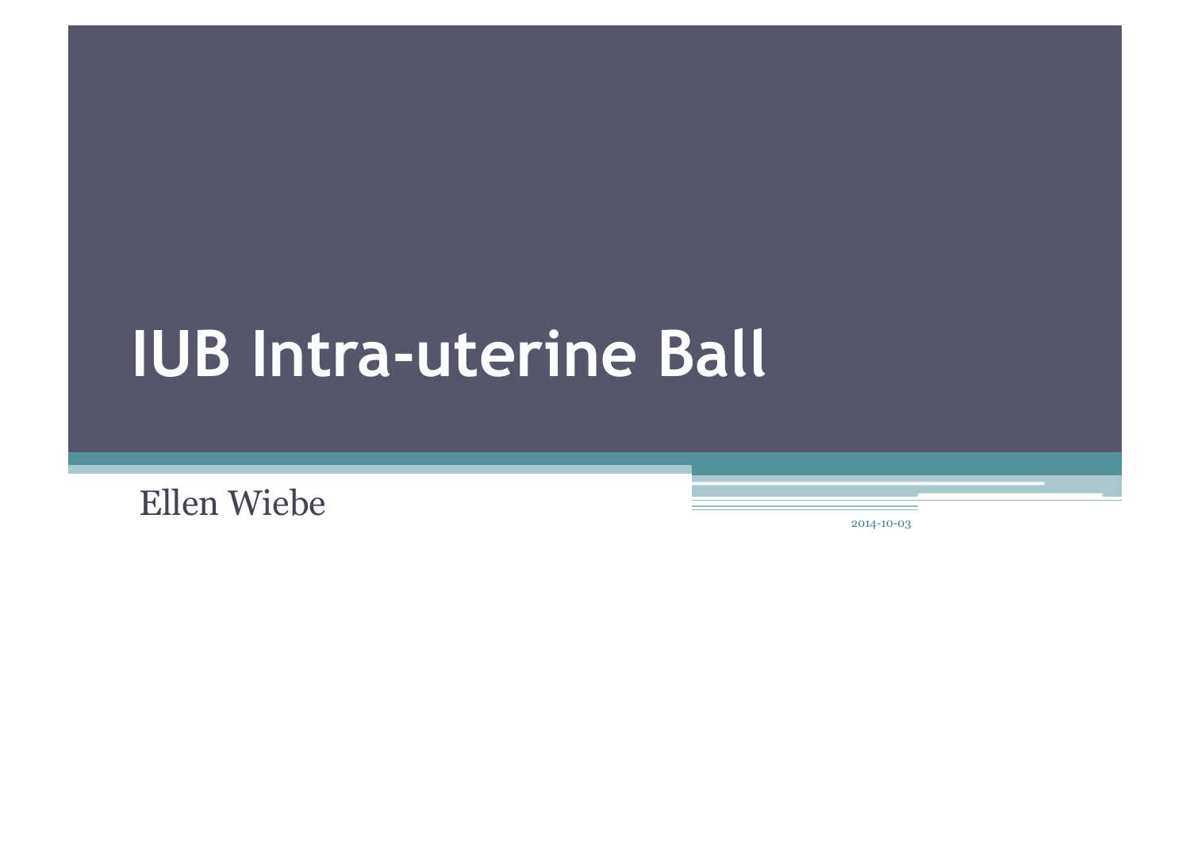# IUB Intra-uterine Ball

Ellen Wiebe

2014-10-03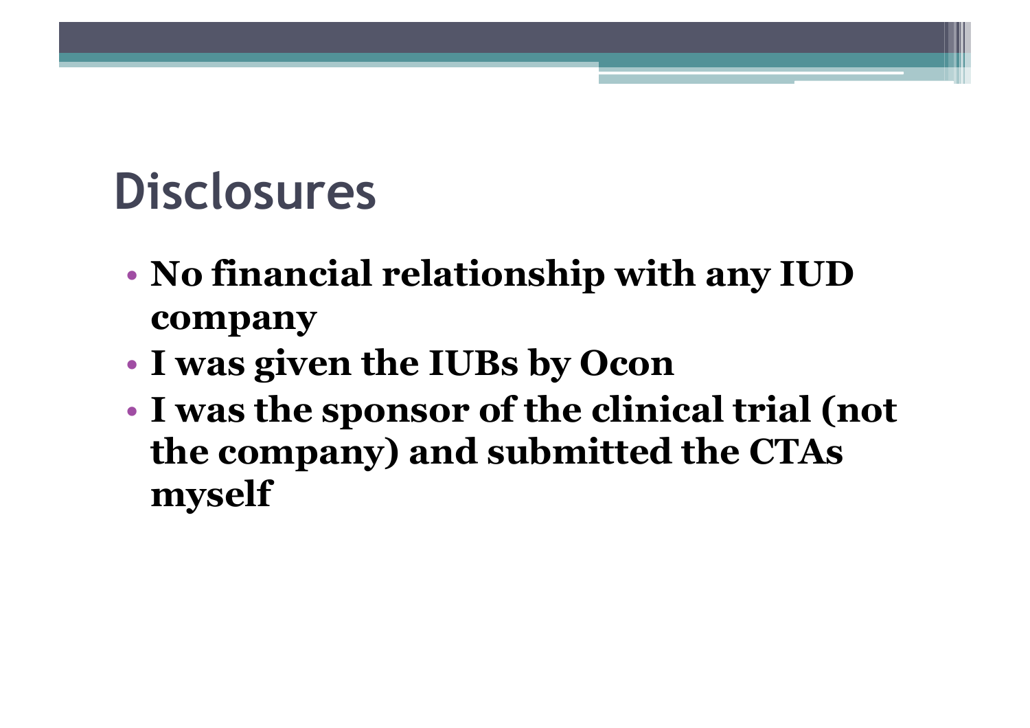# Disclosures

- **No financial relationship with any IUD company**
- **I was given the IUBs by Ocon**
- **I was the sponsor of the clinical trial (not the company) and submitted the CTAs myself**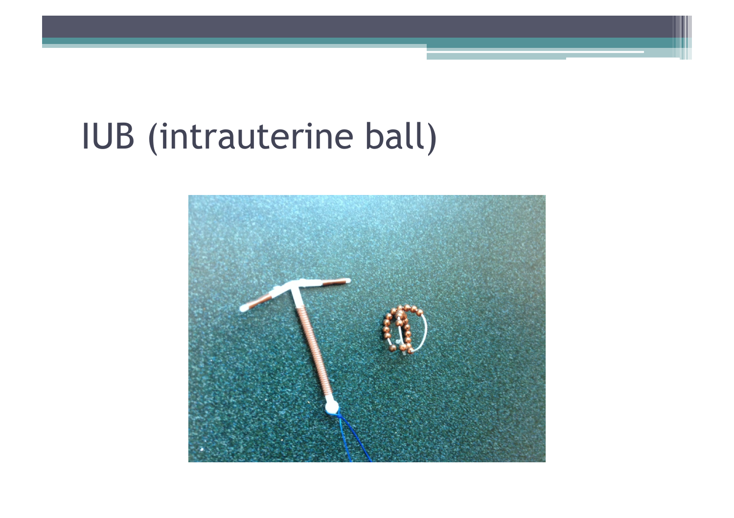# IUB (intrauterine ball)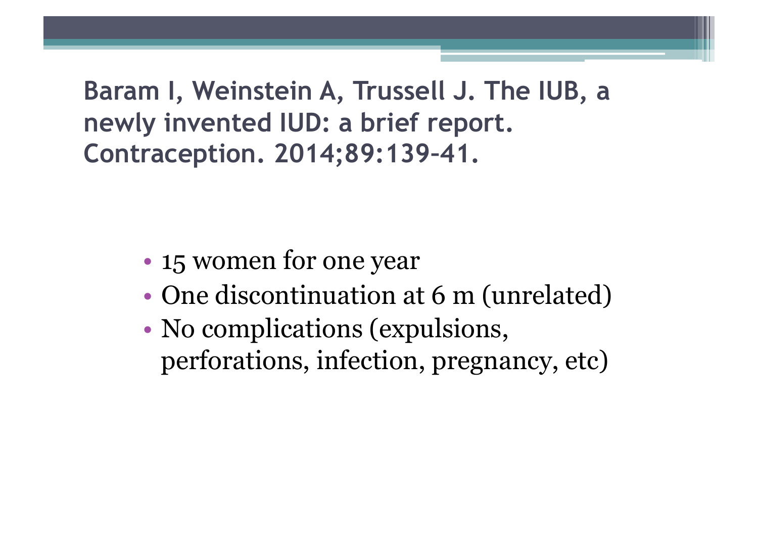## Baram I, Weinstein A, Trussell J. The IUB, a newly invented IUD: a brief report. Contraception. 2014;89:139–41.

- 15 women for one year
- One discontinuation at 6 m (unrelated)
- No complications (expulsions, perforations, infection, pregnancy, etc)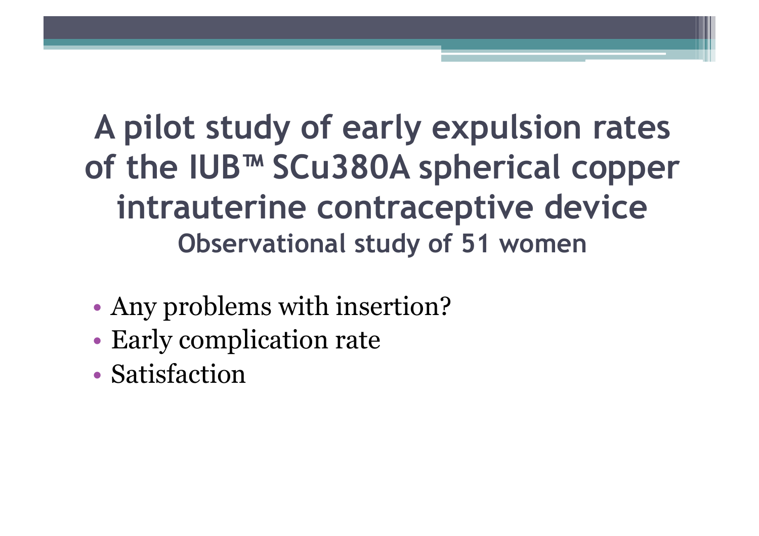# A pilot study of early expulsion rates of the IUB™ SCu380A spherical copper intrauterine contraceptive device

## Observational study of 51 women

- Any problems with insertion?
- Early complication rate
- Satisfaction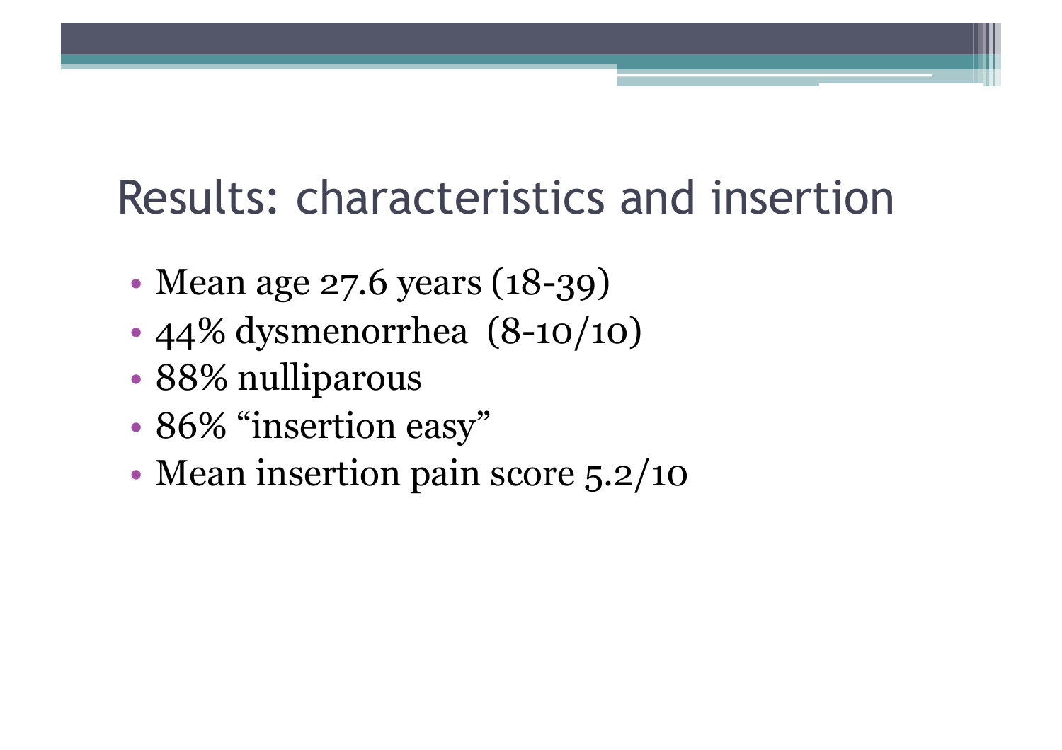# Results: characteristics and insertion

- Mean age 27.6 years (18-39)
- 44% dysmenorrhea (8-10/10)
- 88% nulliparous
- 86% "insertion easy"
- Mean insertion pain score 5.2/10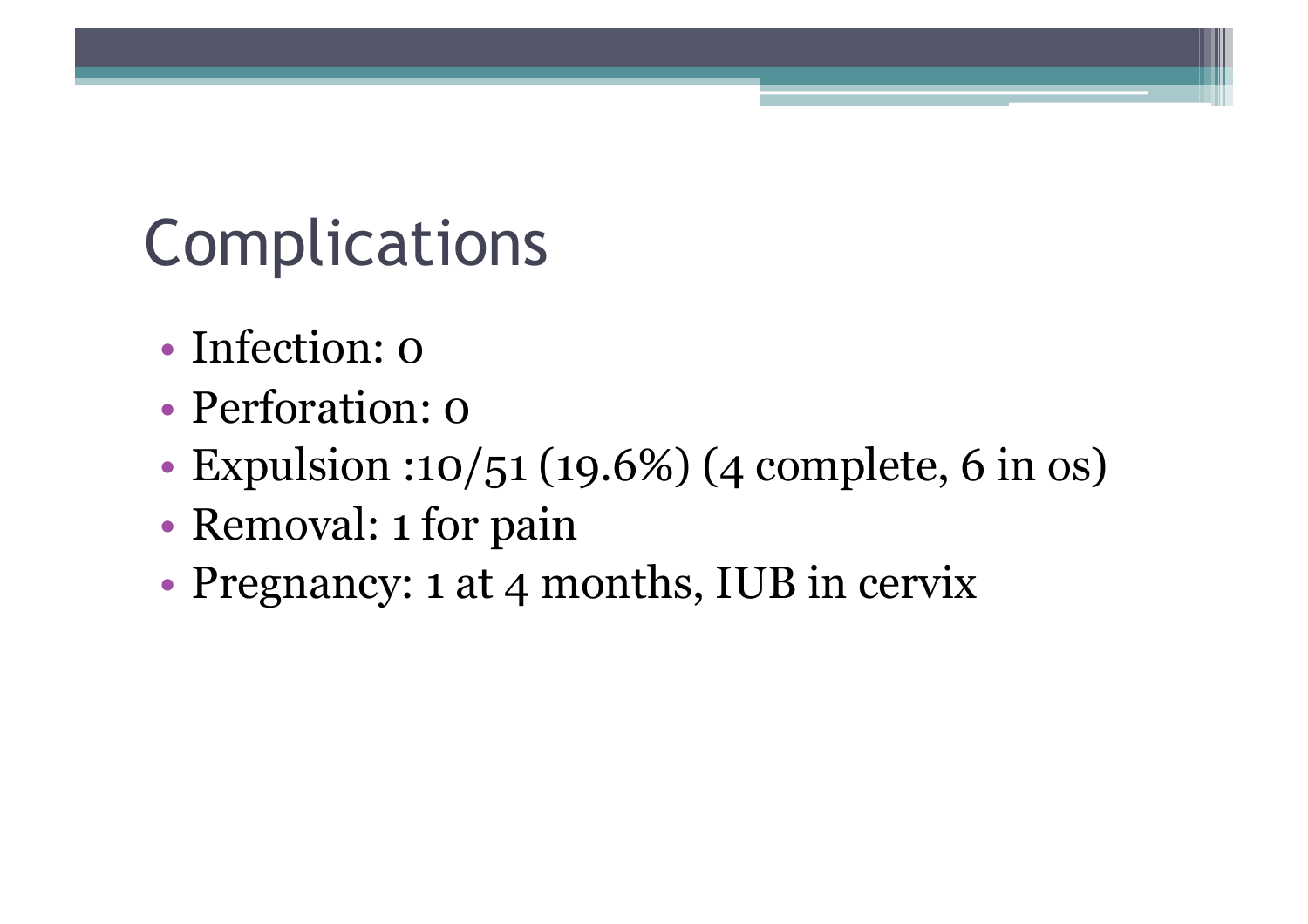# Complications

- Infection: 0
- Perforation: 0
- Expulsion :10/51 (19.6%) (4 complete, 6 in os)
- Removal: 1 for pain
- Pregnancy: 1 at 4 months, IUB in cervix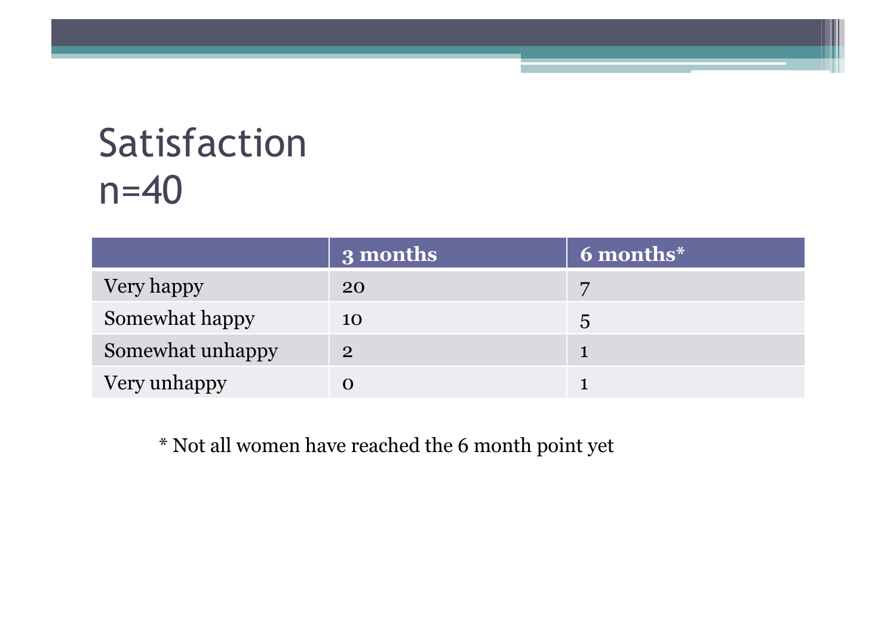# Satisfaction
# n=40

| | 3 months | 6 months* |
|---|---|---|
| Very happy | 20 | 7 |
| Somewhat happy | 10 | 5 |
| Somewhat unhappy | 2 | 1 |
| Very unhappy | 0 | 1 |

* Not all women have reached the 6 month point yet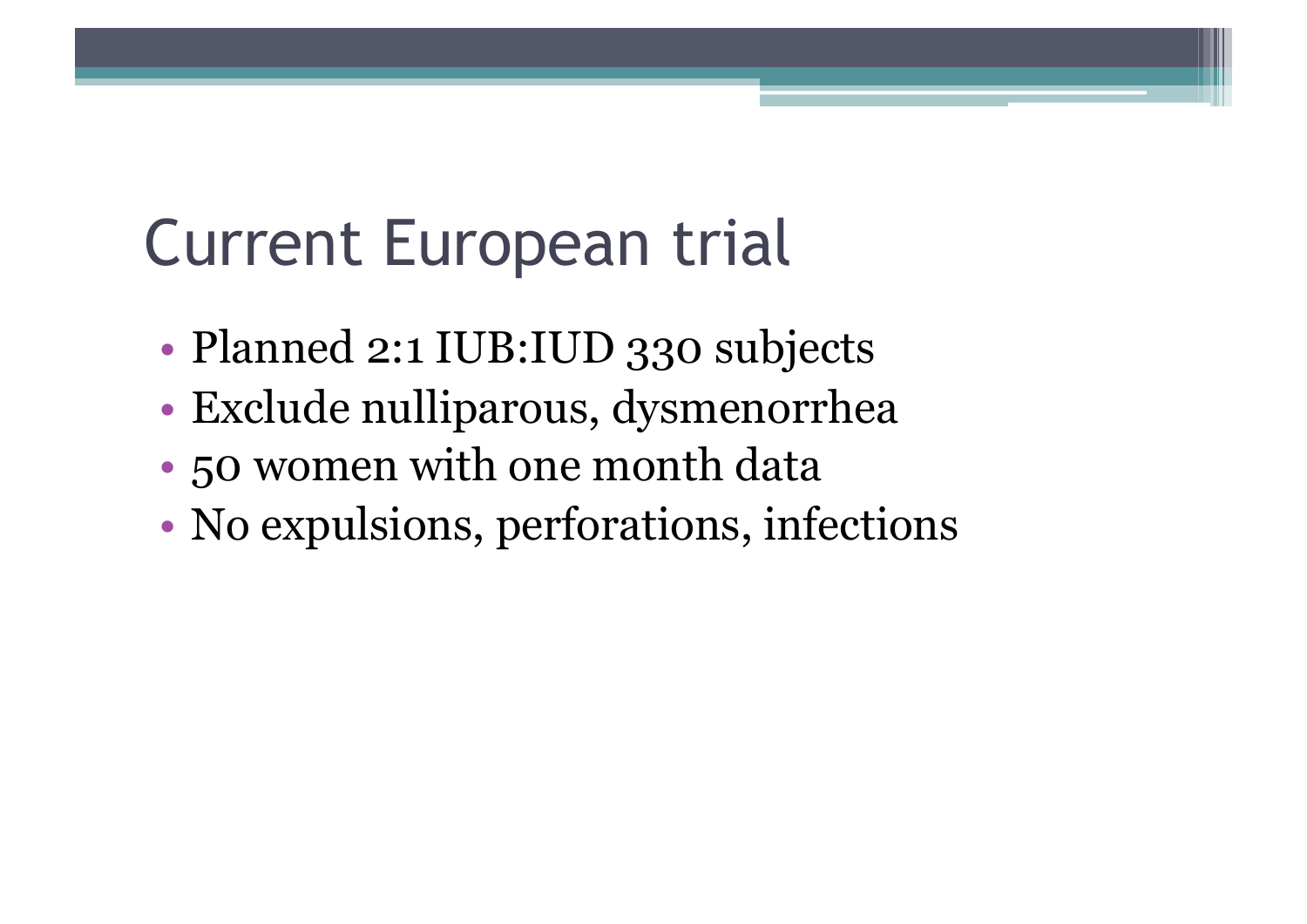# Current European trial

- Planned 2:1 IUB:IUD 330 subjects
- Exclude nulliparous, dysmenorrhea
- 50 women with one month data
- No expulsions, perforations, infections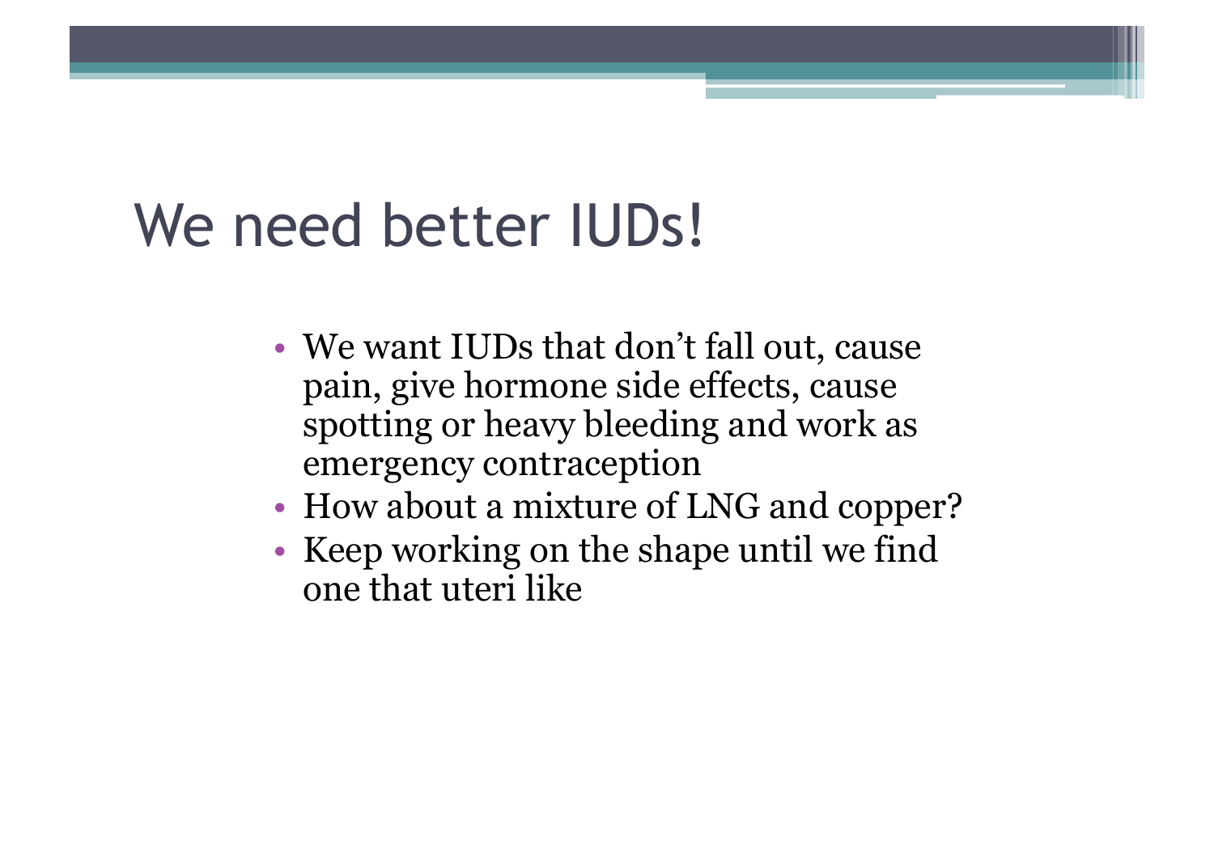# We need better IUDs!

- We want IUDs that don't fall out, cause pain, give hormone side effects, cause spotting or heavy bleeding and work as emergency contraception
- How about a mixture of LNG and copper?
- Keep working on the shape until we find one that uteri like